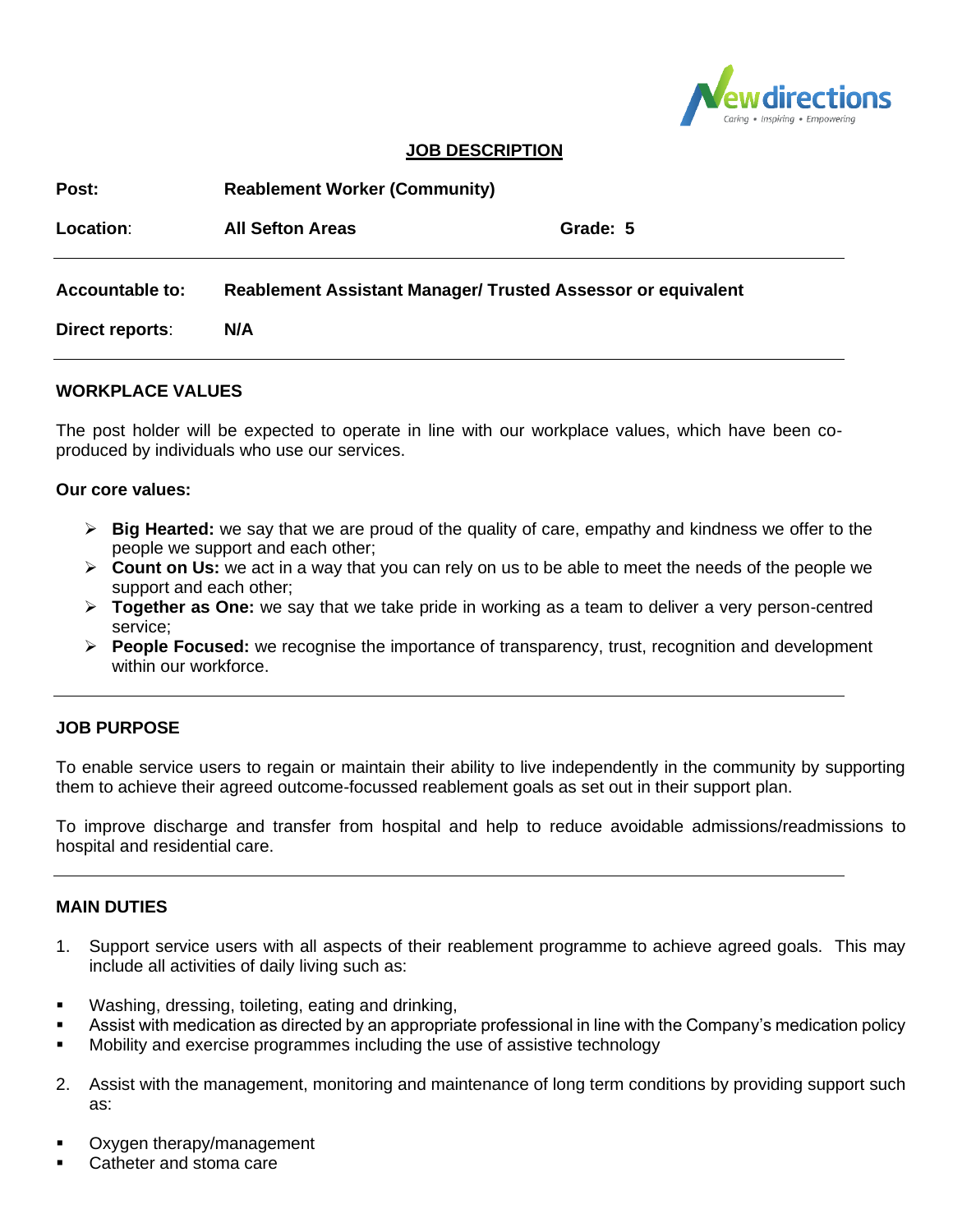# JOB DESCRIPTION

| | | |
|---|---|---|
| **Post:** | **Reablement Worker (Community)** | |
| **Location:** | **All Sefton Areas** | **Grade: 5** |
| **Accountable to:** | **Reablement Assistant Manager/ Trusted Assessor or equivalent** | |
| **Direct reports:** | **N/A** | |

## WORKPLACE VALUES

The post holder will be expected to operate in line with our workplace values, which have been co-produced by individuals who use our services.

**Our core values:**

- **Big Hearted:** we say that we are proud of the quality of care, empathy and kindness we offer to the people we support and each other;
- **Count on Us:** we act in a way that you can rely on us to be able to meet the needs of the people we support and each other;
- **Together as One:** we say that we take pride in working as a team to deliver a very person-centred service;
- **People Focused:** we recognise the importance of transparency, trust, recognition and development within our workforce.

## JOB PURPOSE

To enable service users to regain or maintain their ability to live independently in the community by supporting them to achieve their agreed outcome-focussed reablement goals as set out in their support plan.

To improve discharge and transfer from hospital and help to reduce avoidable admissions/readmissions to hospital and residential care.

## MAIN DUTIES

1. Support service users with all aspects of their reablement programme to achieve agreed goals. This may include all activities of daily living such as:

- Washing, dressing, toileting, eating and drinking,
- Assist with medication as directed by an appropriate professional in line with the Company's medication policy
- Mobility and exercise programmes including the use of assistive technology

2. Assist with the management, monitoring and maintenance of long term conditions by providing support such as:

- Oxygen therapy/management
- Catheter and stoma care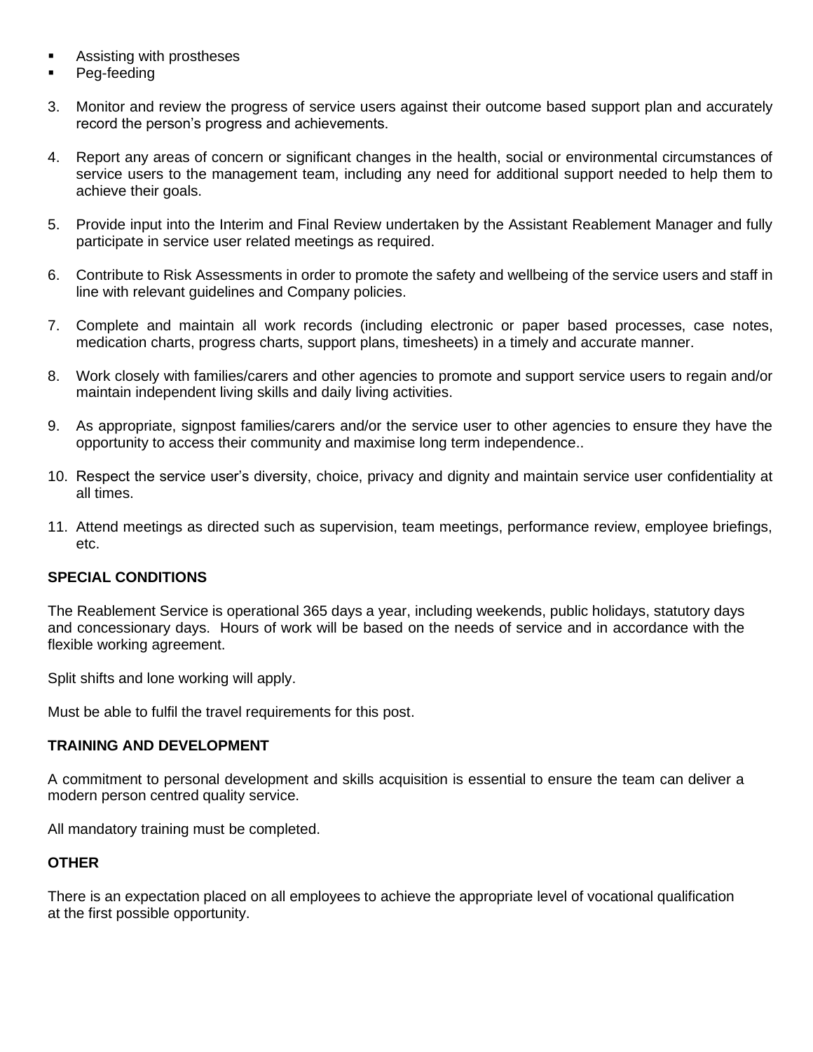- Assisting with prostheses
- Peg-feeding

3. Monitor and review the progress of service users against their outcome based support plan and accurately record the person's progress and achievements.

4. Report any areas of concern or significant changes in the health, social or environmental circumstances of service users to the management team, including any need for additional support needed to help them to achieve their goals.

5. Provide input into the Interim and Final Review undertaken by the Assistant Reablement Manager and fully participate in service user related meetings as required.

6. Contribute to Risk Assessments in order to promote the safety and wellbeing of the service users and staff in line with relevant guidelines and Company policies.

7. Complete and maintain all work records (including electronic or paper based processes, case notes, medication charts, progress charts, support plans, timesheets) in a timely and accurate manner.

8. Work closely with families/carers and other agencies to promote and support service users to regain and/or maintain independent living skills and daily living activities.

9. As appropriate, signpost families/carers and/or the service user to other agencies to ensure they have the opportunity to access their community and maximise long term independence..

10. Respect the service user's diversity, choice, privacy and dignity and maintain service user confidentiality at all times.

11. Attend meetings as directed such as supervision, team meetings, performance review, employee briefings, etc.

**SPECIAL CONDITIONS**

The Reablement Service is operational 365 days a year, including weekends, public holidays, statutory days and concessionary days. Hours of work will be based on the needs of service and in accordance with the flexible working agreement.

Split shifts and lone working will apply.

Must be able to fulfil the travel requirements for this post.

**TRAINING AND DEVELOPMENT**

A commitment to personal development and skills acquisition is essential to ensure the team can deliver a modern person centred quality service.

All mandatory training must be completed.

**OTHER**

There is an expectation placed on all employees to achieve the appropriate level of vocational qualification at the first possible opportunity.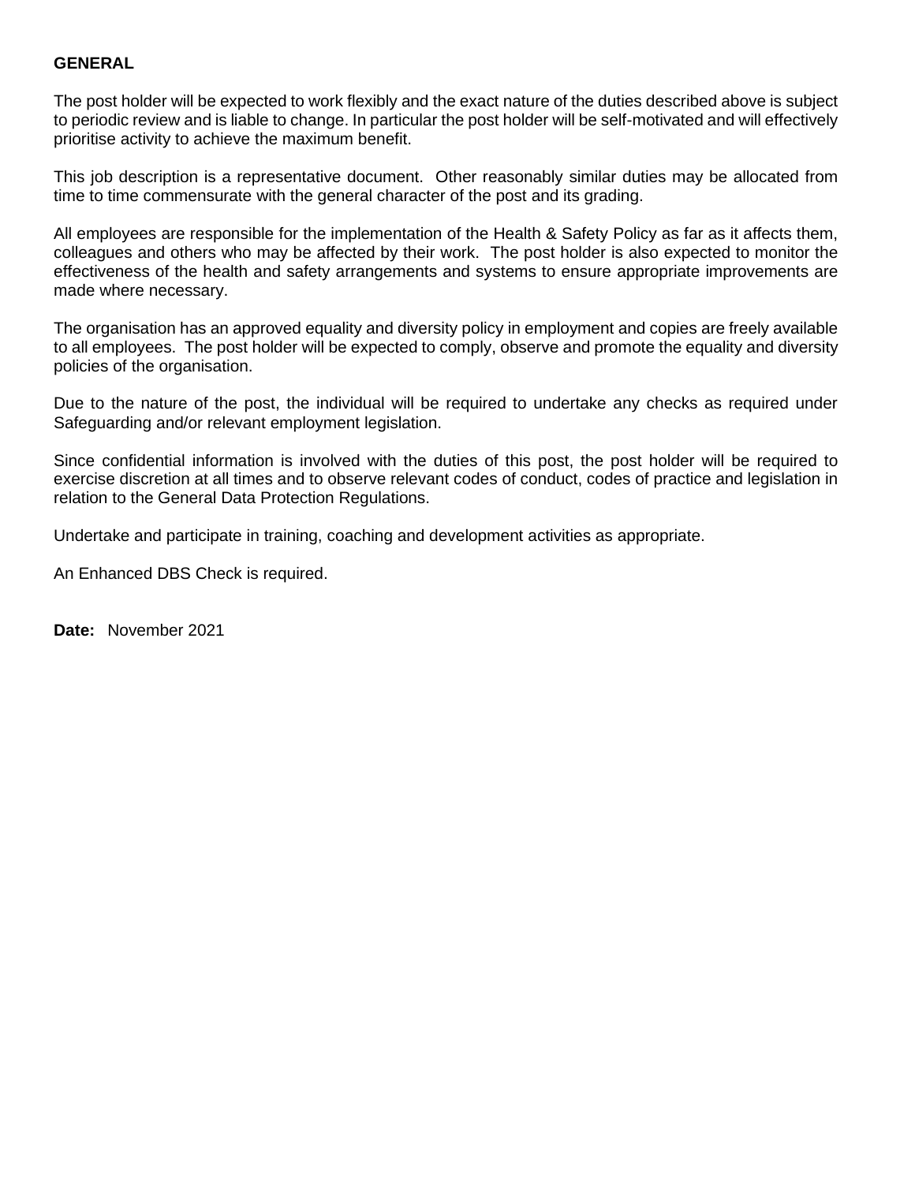**GENERAL**

The post holder will be expected to work flexibly and the exact nature of the duties described above is subject to periodic review and is liable to change. In particular the post holder will be self-motivated and will effectively prioritise activity to achieve the maximum benefit.

This job description is a representative document. Other reasonably similar duties may be allocated from time to time commensurate with the general character of the post and its grading.

All employees are responsible for the implementation of the Health & Safety Policy as far as it affects them, colleagues and others who may be affected by their work. The post holder is also expected to monitor the effectiveness of the health and safety arrangements and systems to ensure appropriate improvements are made where necessary.

The organisation has an approved equality and diversity policy in employment and copies are freely available to all employees. The post holder will be expected to comply, observe and promote the equality and diversity policies of the organisation.

Due to the nature of the post, the individual will be required to undertake any checks as required under Safeguarding and/or relevant employment legislation.

Since confidential information is involved with the duties of this post, the post holder will be required to exercise discretion at all times and to observe relevant codes of conduct, codes of practice and legislation in relation to the General Data Protection Regulations.

Undertake and participate in training, coaching and development activities as appropriate.

An Enhanced DBS Check is required.

**Date:** November 2021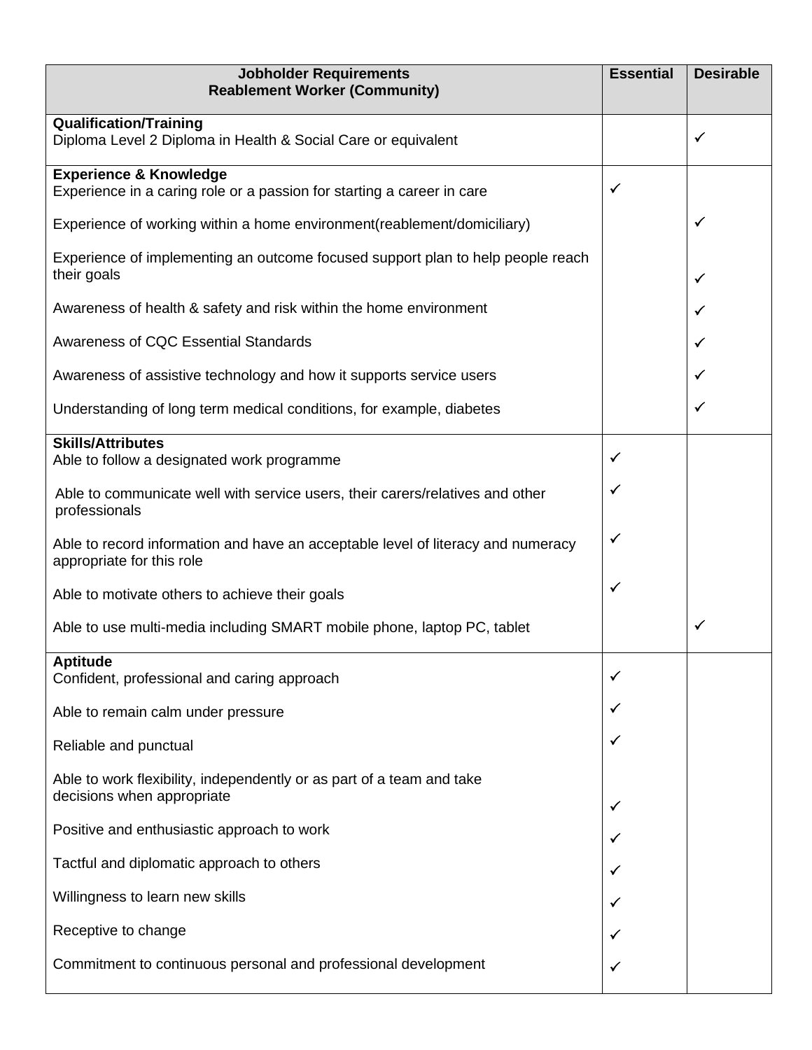| **Jobholder Requirements**<br>**Reablement Worker (Community)** | **Essential** | **Desirable** |
|---|---|---|
| **Qualification/Training** | | |
| Diploma Level 2 Diploma in Health & Social Care or equivalent | | ✓ |
| **Experience & Knowledge** | | |
| Experience in a caring role or a passion for starting a career in care | ✓ | |
| Experience of working within a home environment(reablement/domiciliary) | | ✓ |
| Experience of implementing an outcome focused support plan to help people reach their goals | | ✓ |
| Awareness of health & safety and risk within the home environment | | ✓ |
| Awareness of CQC Essential Standards | | ✓ |
| Awareness of assistive technology and how it supports service users | | ✓ |
| Understanding of long term medical conditions, for example, diabetes | | ✓ |
| **Skills/Attributes** | | |
| Able to follow a designated work programme | ✓ | |
| Able to communicate well with service users, their carers/relatives and other professionals | ✓ | |
| Able to record information and have an acceptable level of literacy and numeracy appropriate for this role | ✓ | |
| Able to motivate others to achieve their goals | ✓ | |
| Able to use multi-media including SMART mobile phone, laptop PC, tablet | | ✓ |
| **Aptitude** | | |
| Confident, professional and caring approach | ✓ | |
| Able to remain calm under pressure | ✓ | |
| Reliable and punctual | ✓ | |
| Able to work flexibility, independently or as part of a team and take decisions when appropriate | ✓ | |
| Positive and enthusiastic approach to work | ✓ | |
| Tactful and diplomatic approach to others | ✓ | |
| Willingness to learn new skills | ✓ | |
| Receptive to change | ✓ | |
| Commitment to continuous personal and professional development | ✓ | |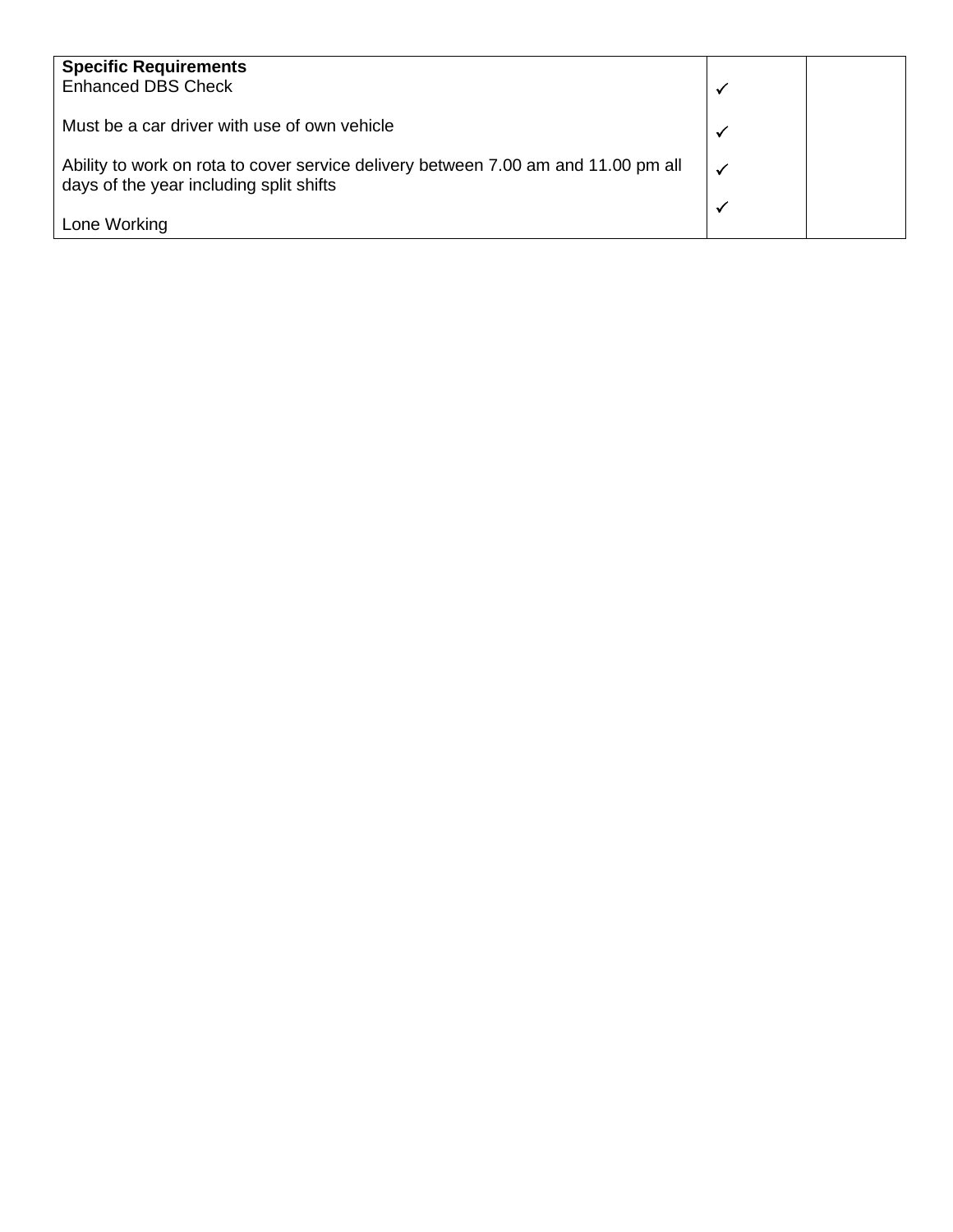| | | |
|---|---|---|
| **Specific Requirements** | | |
| Enhanced DBS Check | ✓ | |
| Must be a car driver with use of own vehicle | ✓ | |
| Ability to work on rota to cover service delivery between 7.00 am and 11.00 pm all days of the year including split shifts | ✓ | |
| Lone Working | ✓ | |